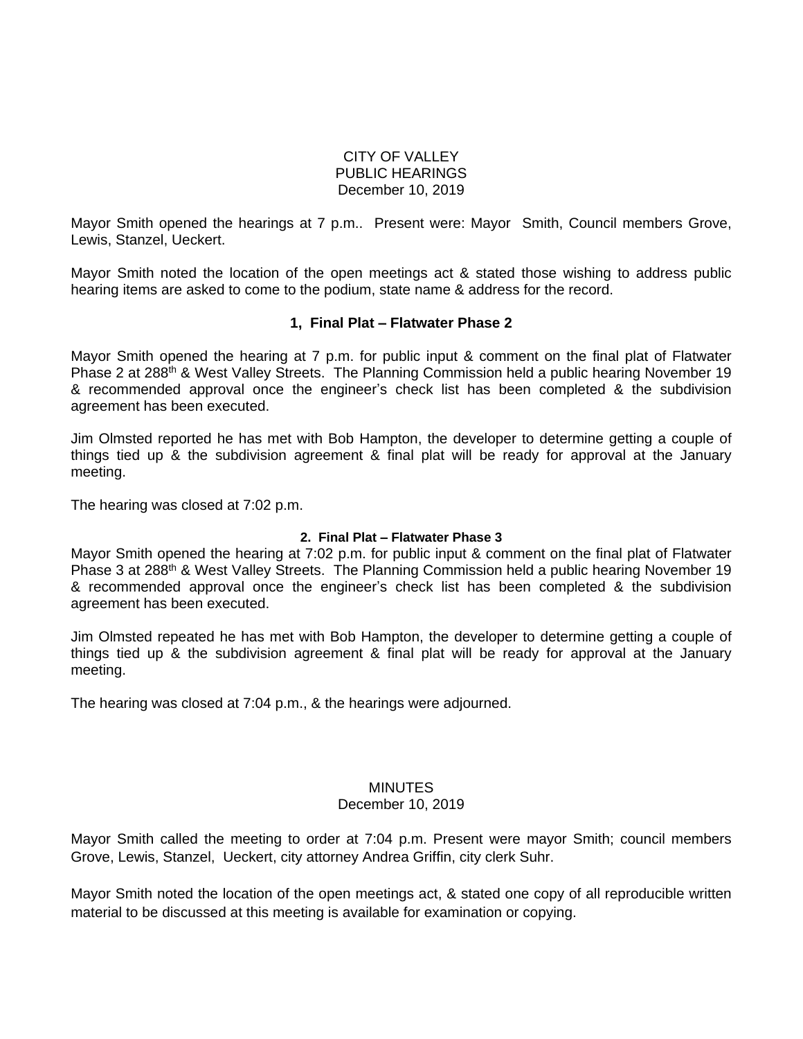# CITY OF VALLEY
## PUBLIC HEARINGS
December 10, 2019

Mayor Smith opened the hearings at 7 p.m.. Present were: Mayor Smith, Council members Grove, Lewis, Stanzel, Ueckert.

Mayor Smith noted the location of the open meetings act & stated those wishing to address public hearing items are asked to come to the podium, state name & address for the record.

### 1, Final Plat – Flatwater Phase 2

Mayor Smith opened the hearing at 7 p.m. for public input & comment on the final plat of Flatwater Phase 2 at 288th & West Valley Streets. The Planning Commission held a public hearing November 19 & recommended approval once the engineer's check list has been completed & the subdivision agreement has been executed.

Jim Olmsted reported he has met with Bob Hampton, the developer to determine getting a couple of things tied up & the subdivision agreement & final plat will be ready for approval at the January meeting.

The hearing was closed at 7:02 p.m.

### 2. Final Plat – Flatwater Phase 3

Mayor Smith opened the hearing at 7:02 p.m. for public input & comment on the final plat of Flatwater Phase 3 at 288th & West Valley Streets. The Planning Commission held a public hearing November 19 & recommended approval once the engineer's check list has been completed & the subdivision agreement has been executed.

Jim Olmsted repeated he has met with Bob Hampton, the developer to determine getting a couple of things tied up & the subdivision agreement & final plat will be ready for approval at the January meeting.

The hearing was closed at 7:04 p.m., & the hearings were adjourned.

## MINUTES
December 10, 2019

Mayor Smith called the meeting to order at 7:04 p.m. Present were mayor Smith; council members Grove, Lewis, Stanzel, Ueckert, city attorney Andrea Griffin, city clerk Suhr.

Mayor Smith noted the location of the open meetings act, & stated one copy of all reproducible written material to be discussed at this meeting is available for examination or copying.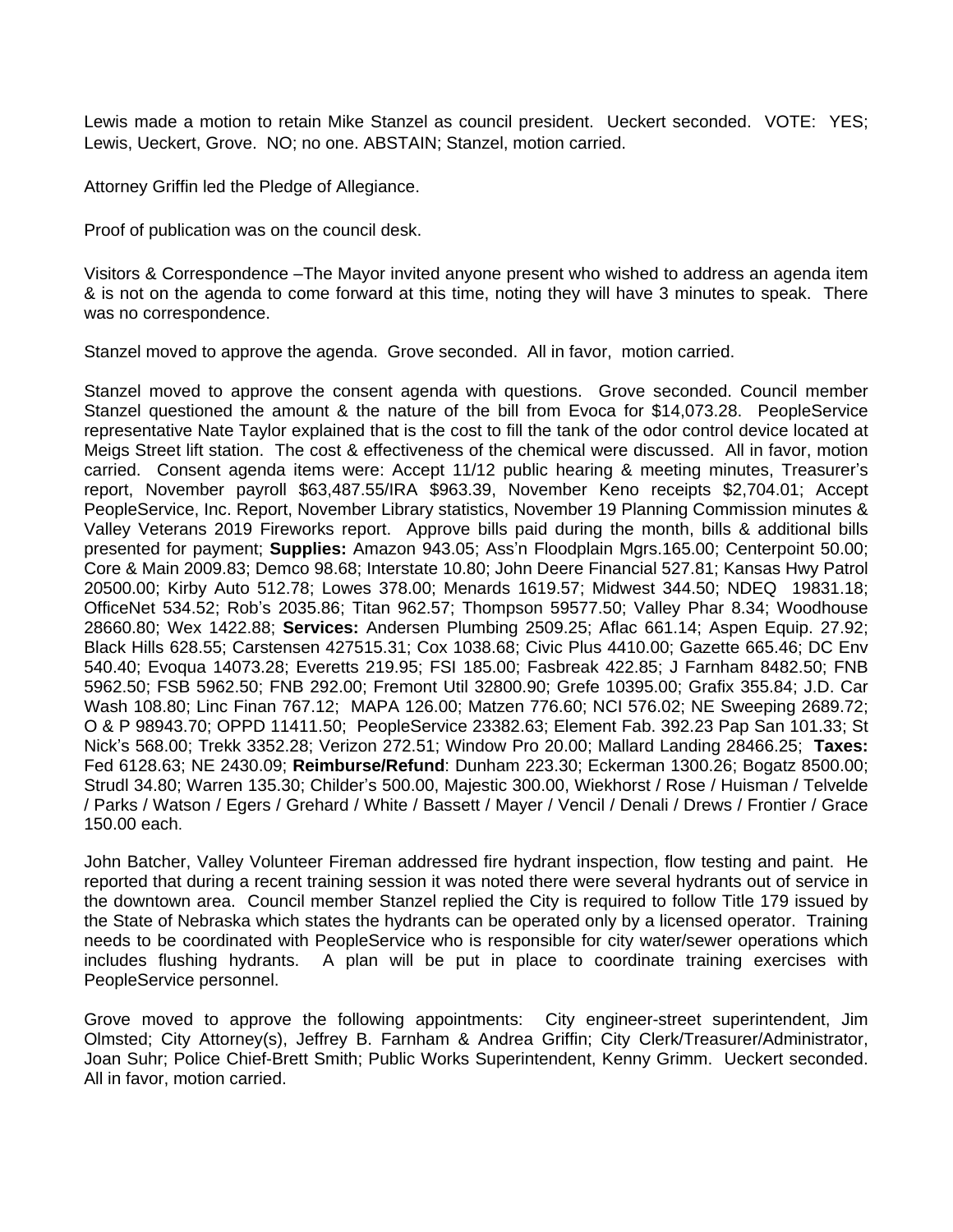Lewis made a motion to retain Mike Stanzel as council president. Ueckert seconded. VOTE: YES; Lewis, Ueckert, Grove. NO; no one. ABSTAIN; Stanzel, motion carried.

Attorney Griffin led the Pledge of Allegiance.

Proof of publication was on the council desk.

Visitors & Correspondence –The Mayor invited anyone present who wished to address an agenda item & is not on the agenda to come forward at this time, noting they will have 3 minutes to speak. There was no correspondence.

Stanzel moved to approve the agenda. Grove seconded. All in favor, motion carried.

Stanzel moved to approve the consent agenda with questions. Grove seconded. Council member Stanzel questioned the amount & the nature of the bill from Evoca for $14,073.28. PeopleService representative Nate Taylor explained that is the cost to fill the tank of the odor control device located at Meigs Street lift station. The cost & effectiveness of the chemical were discussed. All in favor, motion carried. Consent agenda items were: Accept 11/12 public hearing & meeting minutes, Treasurer's report, November payroll $63,487.55/IRA $963.39, November Keno receipts $2,704.01; Accept PeopleService, Inc. Report, November Library statistics, November 19 Planning Commission minutes & Valley Veterans 2019 Fireworks report. Approve bills paid during the month, bills & additional bills presented for payment; **Supplies:** Amazon 943.05; Ass'n Floodplain Mgrs.165.00; Centerpoint 50.00; Core & Main 2009.83; Demco 98.68; Interstate 10.80; John Deere Financial 527.81; Kansas Hwy Patrol 20500.00; Kirby Auto 512.78; Lowes 378.00; Menards 1619.57; Midwest 344.50; NDEQ 19831.18; OfficeNet 534.52; Rob's 2035.86; Titan 962.57; Thompson 59577.50; Valley Phar 8.34; Woodhouse 28660.80; Wex 1422.88; **Services:** Andersen Plumbing 2509.25; Aflac 661.14; Aspen Equip. 27.92; Black Hills 628.55; Carstensen 427515.31; Cox 1038.68; Civic Plus 4410.00; Gazette 665.46; DC Env 540.40; Evoqua 14073.28; Everetts 219.95; FSI 185.00; Fasbreak 422.85; J Farnham 8482.50; FNB 5962.50; FSB 5962.50; FNB 292.00; Fremont Util 32800.90; Grefe 10395.00; Grafix 355.84; J.D. Car Wash 108.80; Linc Finan 767.12; MAPA 126.00; Matzen 776.60; NCI 576.02; NE Sweeping 2689.72; O & P 98943.70; OPPD 11411.50; PeopleService 23382.63; Element Fab. 392.23 Pap San 101.33; St Nick's 568.00; Trekk 3352.28; Verizon 272.51; Window Pro 20.00; Mallard Landing 28466.25; **Taxes:** Fed 6128.63; NE 2430.09; **Reimburse/Refund**: Dunham 223.30; Eckerman 1300.26; Bogatz 8500.00; Strudl 34.80; Warren 135.30; Childer's 500.00, Majestic 300.00, Wiekhorst / Rose / Huisman / Telvelde / Parks / Watson / Egers / Grehard / White / Bassett / Mayer / Vencil / Denali / Drews / Frontier / Grace 150.00 each.

John Batcher, Valley Volunteer Fireman addressed fire hydrant inspection, flow testing and paint. He reported that during a recent training session it was noted there were several hydrants out of service in the downtown area. Council member Stanzel replied the City is required to follow Title 179 issued by the State of Nebraska which states the hydrants can be operated only by a licensed operator. Training needs to be coordinated with PeopleService who is responsible for city water/sewer operations which includes flushing hydrants. A plan will be put in place to coordinate training exercises with PeopleService personnel.

Grove moved to approve the following appointments: City engineer-street superintendent, Jim Olmsted; City Attorney(s), Jeffrey B. Farnham & Andrea Griffin; City Clerk/Treasurer/Administrator, Joan Suhr; Police Chief-Brett Smith; Public Works Superintendent, Kenny Grimm. Ueckert seconded. All in favor, motion carried.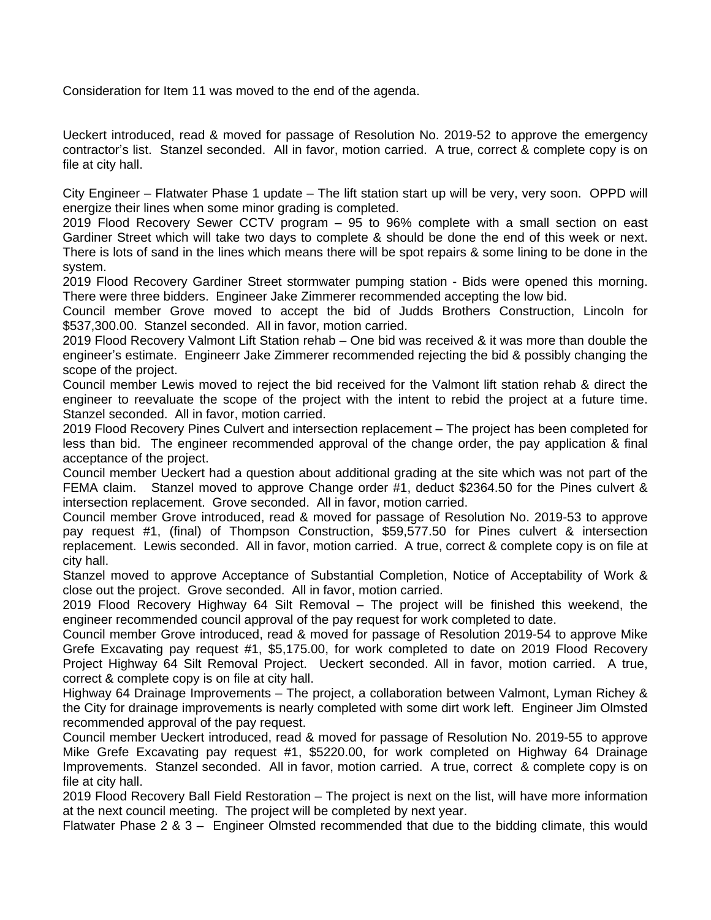Consideration for Item 11 was moved to the end of the agenda.

Ueckert introduced, read & moved for passage of Resolution No. 2019-52 to approve the emergency contractor's list. Stanzel seconded. All in favor, motion carried. A true, correct & complete copy is on file at city hall.

City Engineer – Flatwater Phase 1 update – The lift station start up will be very, very soon. OPPD will energize their lines when some minor grading is completed.

2019 Flood Recovery Sewer CCTV program – 95 to 96% complete with a small section on east Gardiner Street which will take two days to complete & should be done the end of this week or next. There is lots of sand in the lines which means there will be spot repairs & some lining to be done in the system.

2019 Flood Recovery Gardiner Street stormwater pumping station - Bids were opened this morning. There were three bidders. Engineer Jake Zimmerer recommended accepting the low bid.

Council member Grove moved to accept the bid of Judds Brothers Construction, Lincoln for $537,300.00. Stanzel seconded. All in favor, motion carried.

2019 Flood Recovery Valmont Lift Station rehab – One bid was received & it was more than double the engineer's estimate. Engineerr Jake Zimmerer recommended rejecting the bid & possibly changing the scope of the project.

Council member Lewis moved to reject the bid received for the Valmont lift station rehab & direct the engineer to reevaluate the scope of the project with the intent to rebid the project at a future time. Stanzel seconded. All in favor, motion carried.

2019 Flood Recovery Pines Culvert and intersection replacement – The project has been completed for less than bid. The engineer recommended approval of the change order, the pay application & final acceptance of the project.

Council member Ueckert had a question about additional grading at the site which was not part of the FEMA claim. Stanzel moved to approve Change order #1, deduct $2364.50 for the Pines culvert & intersection replacement. Grove seconded. All in favor, motion carried.

Council member Grove introduced, read & moved for passage of Resolution No. 2019-53 to approve pay request #1, (final) of Thompson Construction, $59,577.50 for Pines culvert & intersection replacement. Lewis seconded. All in favor, motion carried. A true, correct & complete copy is on file at city hall.

Stanzel moved to approve Acceptance of Substantial Completion, Notice of Acceptability of Work & close out the project. Grove seconded. All in favor, motion carried.

2019 Flood Recovery Highway 64 Silt Removal – The project will be finished this weekend, the engineer recommended council approval of the pay request for work completed to date.

Council member Grove introduced, read & moved for passage of Resolution 2019-54 to approve Mike Grefe Excavating pay request #1, $5,175.00, for work completed to date on 2019 Flood Recovery Project Highway 64 Silt Removal Project. Ueckert seconded. All in favor, motion carried. A true, correct & complete copy is on file at city hall.

Highway 64 Drainage Improvements – The project, a collaboration between Valmont, Lyman Richey & the City for drainage improvements is nearly completed with some dirt work left. Engineer Jim Olmsted recommended approval of the pay request.

Council member Ueckert introduced, read & moved for passage of Resolution No. 2019-55 to approve Mike Grefe Excavating pay request #1, $5220.00, for work completed on Highway 64 Drainage Improvements. Stanzel seconded. All in favor, motion carried. A true, correct & complete copy is on file at city hall.

2019 Flood Recovery Ball Field Restoration – The project is next on the list, will have more information at the next council meeting. The project will be completed by next year.

Flatwater Phase 2 & 3 – Engineer Olmsted recommended that due to the bidding climate, this would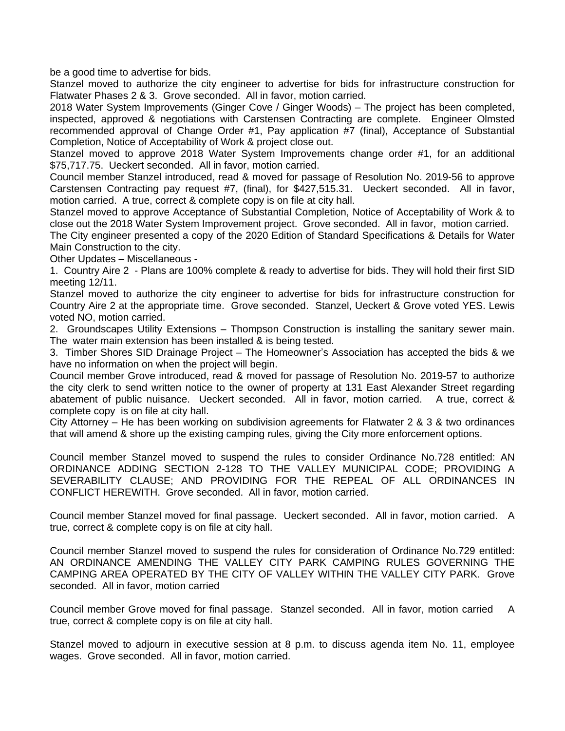be a good time to advertise for bids.

Stanzel moved to authorize the city engineer to advertise for bids for infrastructure construction for Flatwater Phases 2 & 3. Grove seconded. All in favor, motion carried.

2018 Water System Improvements (Ginger Cove / Ginger Woods) – The project has been completed, inspected, approved & negotiations with Carstensen Contracting are complete. Engineer Olmsted recommended approval of Change Order #1, Pay application #7 (final), Acceptance of Substantial Completion, Notice of Acceptability of Work & project close out.

Stanzel moved to approve 2018 Water System Improvements change order #1, for an additional $75,717.75. Ueckert seconded. All in favor, motion carried.

Council member Stanzel introduced, read & moved for passage of Resolution No. 2019-56 to approve Carstensen Contracting pay request #7, (final), for $427,515.31. Ueckert seconded. All in favor, motion carried. A true, correct & complete copy is on file at city hall.

Stanzel moved to approve Acceptance of Substantial Completion, Notice of Acceptability of Work & to close out the 2018 Water System Improvement project. Grove seconded. All in favor, motion carried.

The City engineer presented a copy of the 2020 Edition of Standard Specifications & Details for Water Main Construction to the city.

Other Updates – Miscellaneous -

1. Country Aire 2 - Plans are 100% complete & ready to advertise for bids. They will hold their first SID meeting 12/11.

Stanzel moved to authorize the city engineer to advertise for bids for infrastructure construction for Country Aire 2 at the appropriate time. Grove seconded. Stanzel, Ueckert & Grove voted YES. Lewis voted NO, motion carried.

2. Groundscapes Utility Extensions – Thompson Construction is installing the sanitary sewer main. The water main extension has been installed & is being tested.

3. Timber Shores SID Drainage Project – The Homeowner's Association has accepted the bids & we have no information on when the project will begin.

Council member Grove introduced, read & moved for passage of Resolution No. 2019-57 to authorize the city clerk to send written notice to the owner of property at 131 East Alexander Street regarding abatement of public nuisance. Ueckert seconded. All in favor, motion carried. A true, correct & complete copy is on file at city hall.

City Attorney – He has been working on subdivision agreements for Flatwater 2 & 3 & two ordinances that will amend & shore up the existing camping rules, giving the City more enforcement options.

Council member Stanzel moved to suspend the rules to consider Ordinance No.728 entitled: AN ORDINANCE ADDING SECTION 2-128 TO THE VALLEY MUNICIPAL CODE; PROVIDING A SEVERABILITY CLAUSE; AND PROVIDING FOR THE REPEAL OF ALL ORDINANCES IN CONFLICT HEREWITH. Grove seconded. All in favor, motion carried.

Council member Stanzel moved for final passage. Ueckert seconded. All in favor, motion carried. A true, correct & complete copy is on file at city hall.

Council member Stanzel moved to suspend the rules for consideration of Ordinance No.729 entitled: AN ORDINANCE AMENDING THE VALLEY CITY PARK CAMPING RULES GOVERNING THE CAMPING AREA OPERATED BY THE CITY OF VALLEY WITHIN THE VALLEY CITY PARK. Grove seconded. All in favor, motion carried

Council member Grove moved for final passage. Stanzel seconded. All in favor, motion carried A true, correct & complete copy is on file at city hall.

Stanzel moved to adjourn in executive session at 8 p.m. to discuss agenda item No. 11, employee wages. Grove seconded. All in favor, motion carried.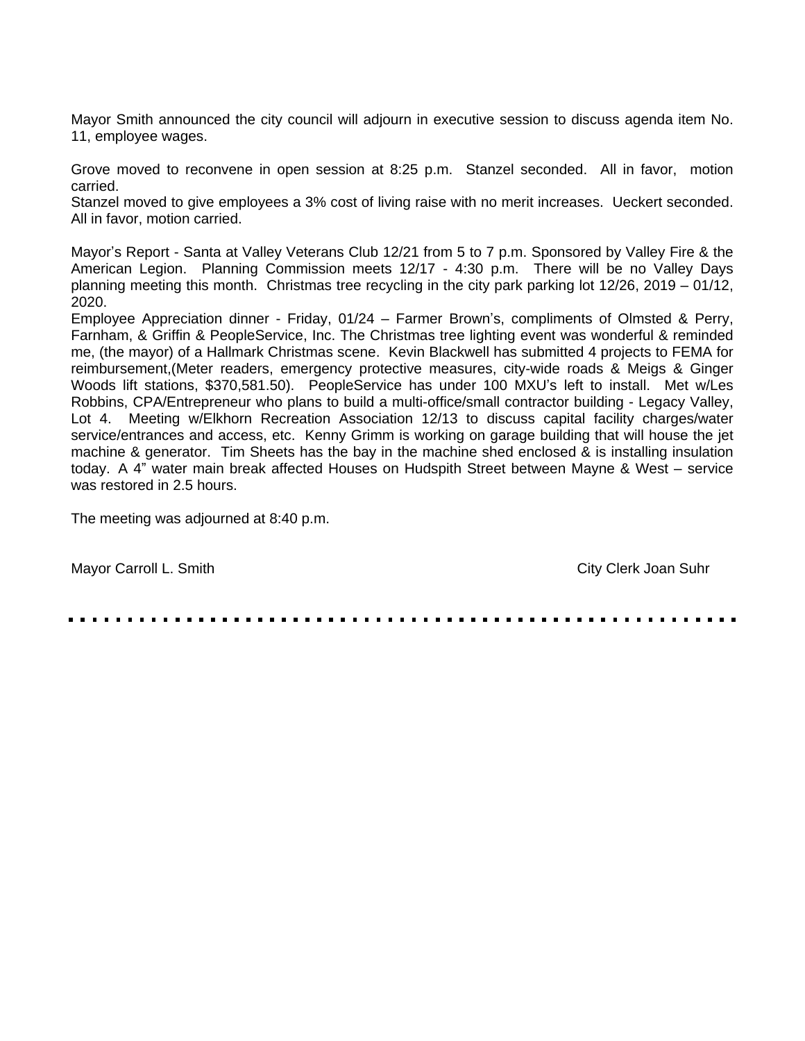Mayor Smith announced the city council will adjourn in executive session to discuss agenda item No. 11, employee wages.

Grove moved to reconvene in open session at 8:25 p.m. Stanzel seconded. All in favor, motion carried.
Stanzel moved to give employees a 3% cost of living raise with no merit increases. Ueckert seconded. All in favor, motion carried.

Mayor's Report - Santa at Valley Veterans Club 12/21 from 5 to 7 p.m. Sponsored by Valley Fire & the American Legion. Planning Commission meets 12/17 - 4:30 p.m. There will be no Valley Days planning meeting this month. Christmas tree recycling in the city park parking lot 12/26, 2019 – 01/12, 2020.
Employee Appreciation dinner - Friday, 01/24 – Farmer Brown's, compliments of Olmsted & Perry, Farnham, & Griffin & PeopleService, Inc. The Christmas tree lighting event was wonderful & reminded me, (the mayor) of a Hallmark Christmas scene. Kevin Blackwell has submitted 4 projects to FEMA for reimbursement,(Meter readers, emergency protective measures, city-wide roads & Meigs & Ginger Woods lift stations, $370,581.50). PeopleService has under 100 MXU's left to install. Met w/Les Robbins, CPA/Entrepreneur who plans to build a multi-office/small contractor building - Legacy Valley, Lot 4. Meeting w/Elkhorn Recreation Association 12/13 to discuss capital facility charges/water service/entrances and access, etc. Kenny Grimm is working on garage building that will house the jet machine & generator. Tim Sheets has the bay in the machine shed enclosed & is installing insulation today. A 4" water main break affected Houses on Hudspith Street between Mayne & West – service was restored in 2.5 hours.

The meeting was adjourned at 8:40 p.m.

Mayor Carroll L. Smith City Clerk Joan Suhr